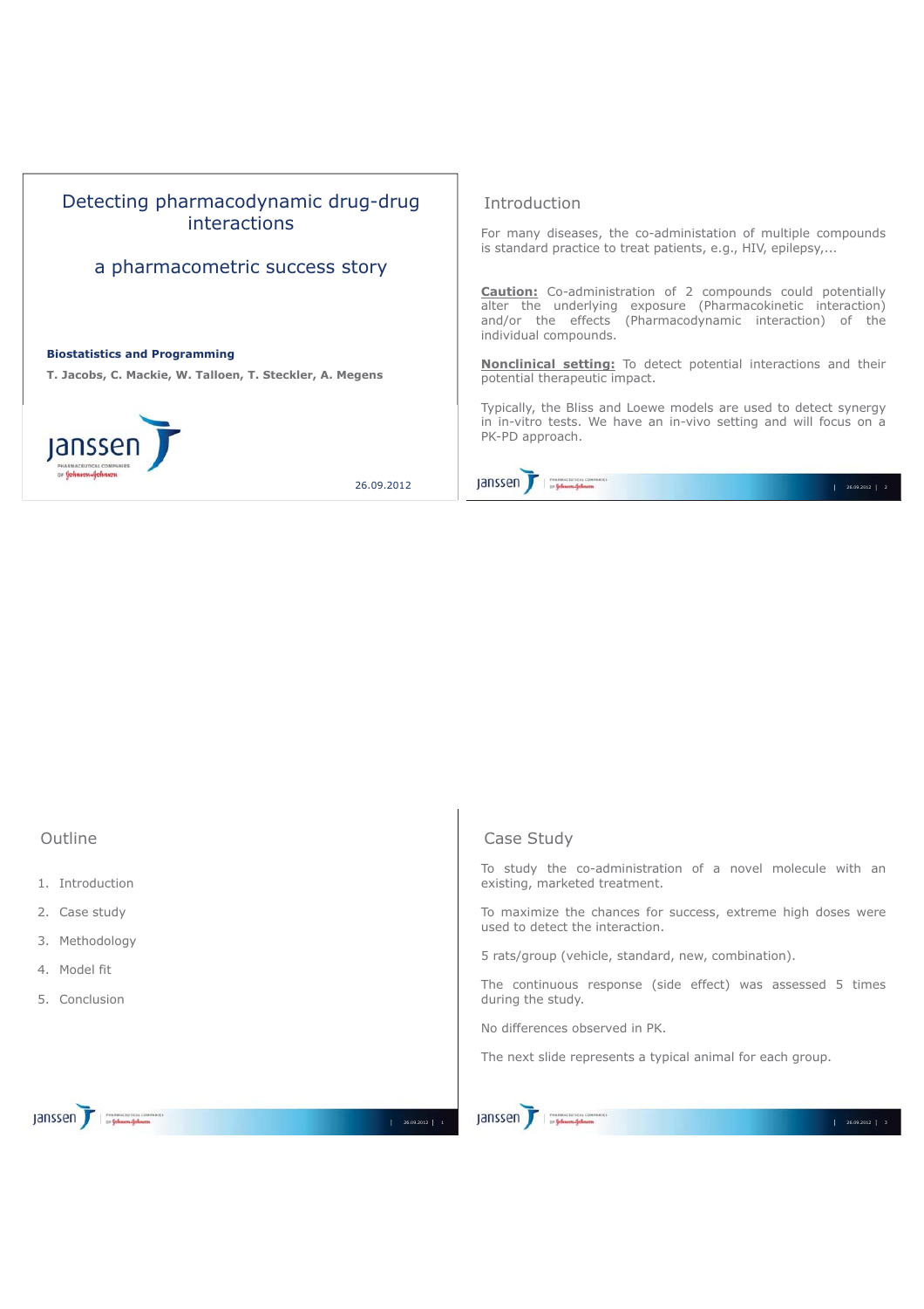# Detecting pharmacodynamic drug-drug interactions

## a pharmacometric success story

**Biostatistics and Programming**

**T. Jacobs, C. Mackie, W. Talloen, T. Steckler, A. Megens**

26.09.2012

## Introduction

For many diseases, the co-administation of multiple compounds is standard practice to treat patients, e.g., HIV, epilepsy,...

**Caution:** Co-administration of 2 compounds could potentially alter the underlying exposure (Pharmacokinetic interaction) and/or the effects (Pharmacodynamic interaction) of the individual compounds.

**Nonclinical setting:** To detect potential interactions and their potential therapeutic impact.

Typically, the Bliss and Loewe models are used to detect synergy in in-vitro tests. We have an in-vivo setting and will focus on a PK-PD approach.

## Outline

1. Introduction
2. Case study
3. Methodology
4. Model fit
5. Conclusion

## Case Study

To study the co-administration of a novel molecule with an existing, marketed treatment.

To maximize the chances for success, extreme high doses were used to detect the interaction.

5 rats/group (vehicle, standard, new, combination).

The continuous response (side effect) was assessed 5 times during the study.

No differences observed in PK.

The next slide represents a typical animal for each group.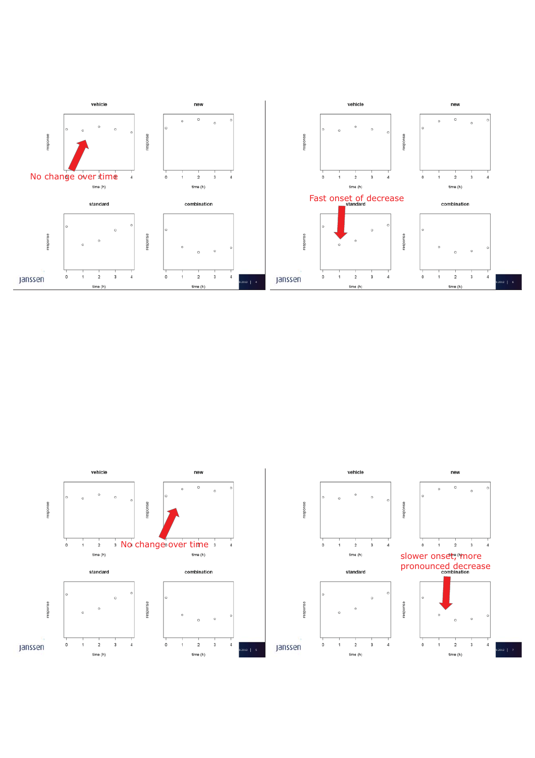No change over time

Fast onset of decrease

No change over time

slower onset, more pronounced decrease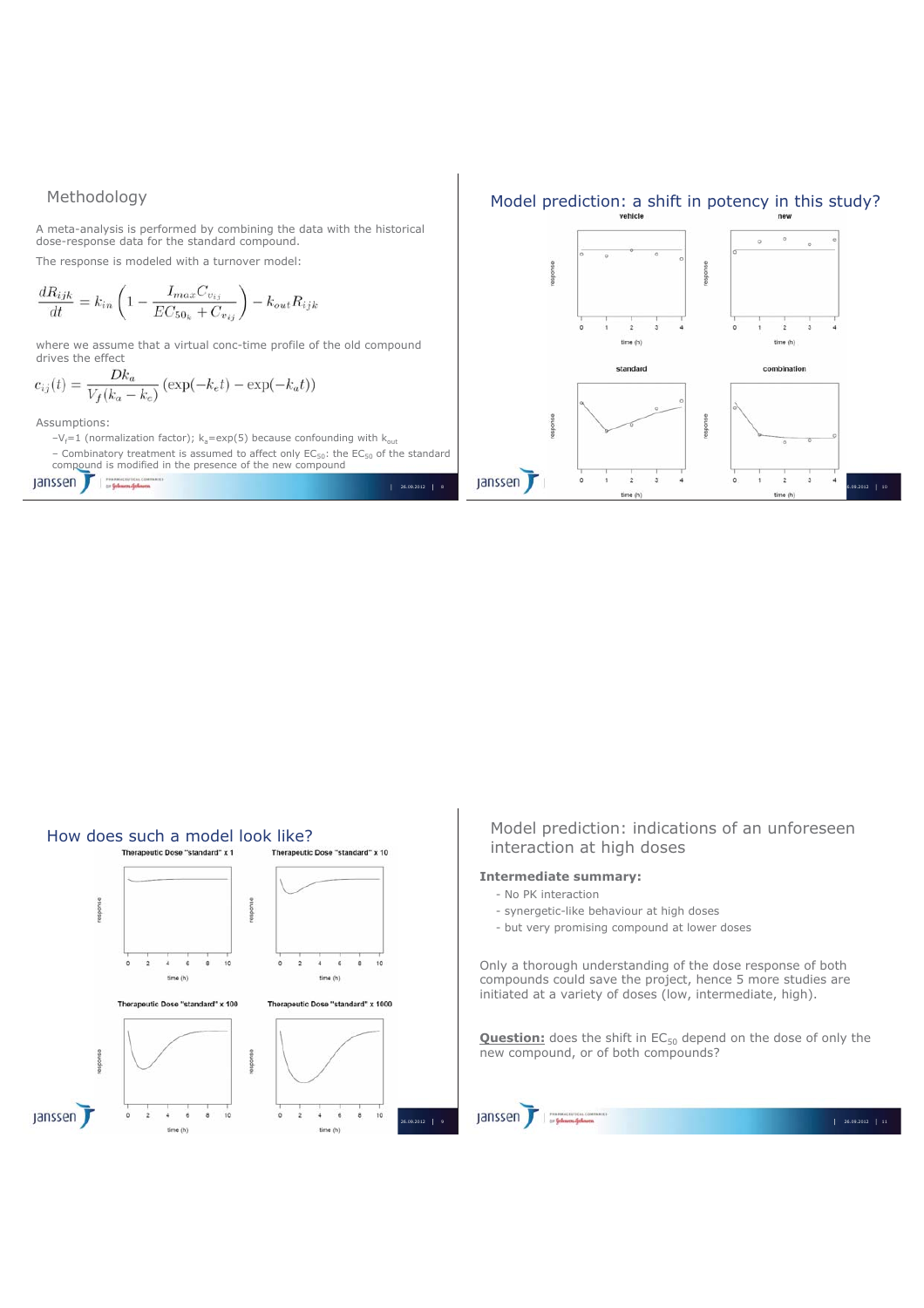## Methodology

A meta-analysis is performed by combining the data with the historical dose-response data for the standard compound.

The response is modeled with a turnover model:

$$\frac{dR_{ijk}}{dt} = k_{in}\left(1 - \frac{I_{max}C_{v_{ij}}}{EC_{50_k} + C_{v_{ij}}}\right) - k_{out}R_{ijk}$$

where we assume that a virtual conc-time profile of the old compound drives the effect

$$c_{ij}(t) = \frac{Dk_a}{V_f(k_a - k_e)}\left(\exp(-k_e t) - \exp(-k_a t)\right)$$

Assumptions:

- $V_f$=1 (normalization factor); $k_a$=exp(5) because confounding with $k_{out}$
- Combinatory treatment is assumed to affect only $EC_{50}$: the $EC_{50}$ of the standard compound is modified in the presence of the new compound

## Model prediction: a shift in potency in this study?

## How does such a model look like?

## Model prediction: indications of an unforeseen interaction at high doses

**Intermediate summary:**

- No PK interaction
- synergetic-like behaviour at high doses
- but very promising compound at lower doses

Only a thorough understanding of the dose response of both compounds could save the project, hence 5 more studies are initiated at a variety of doses (low, intermediate, high).

**Question:** does the shift in $EC_{50}$ depend on the dose of only the new compound, or of both compounds?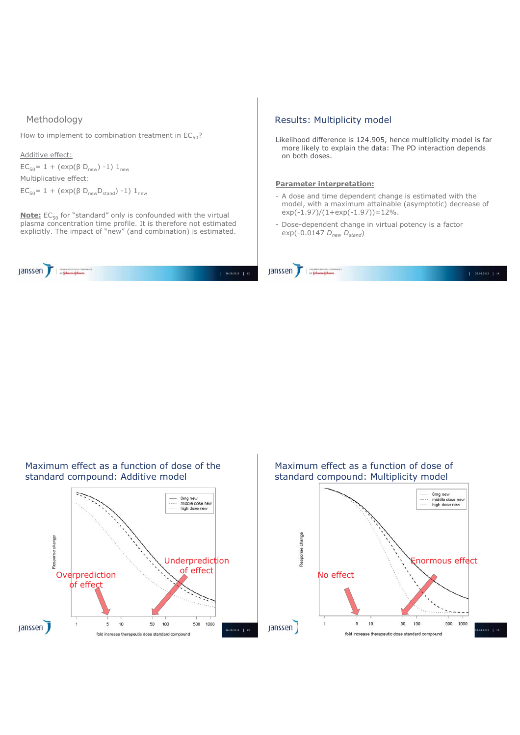## Methodology

How to implement to combination treatment in $EC_{50}$?

Additive effect:

$EC_{50} = 1 + (\exp(\beta\, D_{new}) - 1)\, 1_{new}$

Multiplicative effect:

$EC_{50} = 1 + (\exp(\beta\, D_{new} D_{stand}) - 1)\, 1_{new}$

**Note:** $EC_{50}$ for "standard" only is confounded with the virtual plasma concentration time profile. It is therefore not estimated explicitly. The impact of "new" (and combination) is estimated.

## Results: Multiplicity model

Likelihood difference is 124.905, hence multiplicity model is far more likely to explain the data: The PD interaction depends on both doses.

**Parameter interpretation:**

- A dose and time dependent change is estimated with the model, with a maximum attainable (asymptotic) decrease of $\exp(-1.97)/(1+\exp(-1.97))=12\%$.
- Dose-dependent change in virtual potency is a factor $\exp(-0.0147\, D_{new}\, D_{stand})$

## Maximum effect as a function of dose of the standard compound: Additive model

Overprediction of effect

Underprediction of effect

## Maximum effect as a function of dose of standard compound: Multiplicity model

No effect

Enormous effect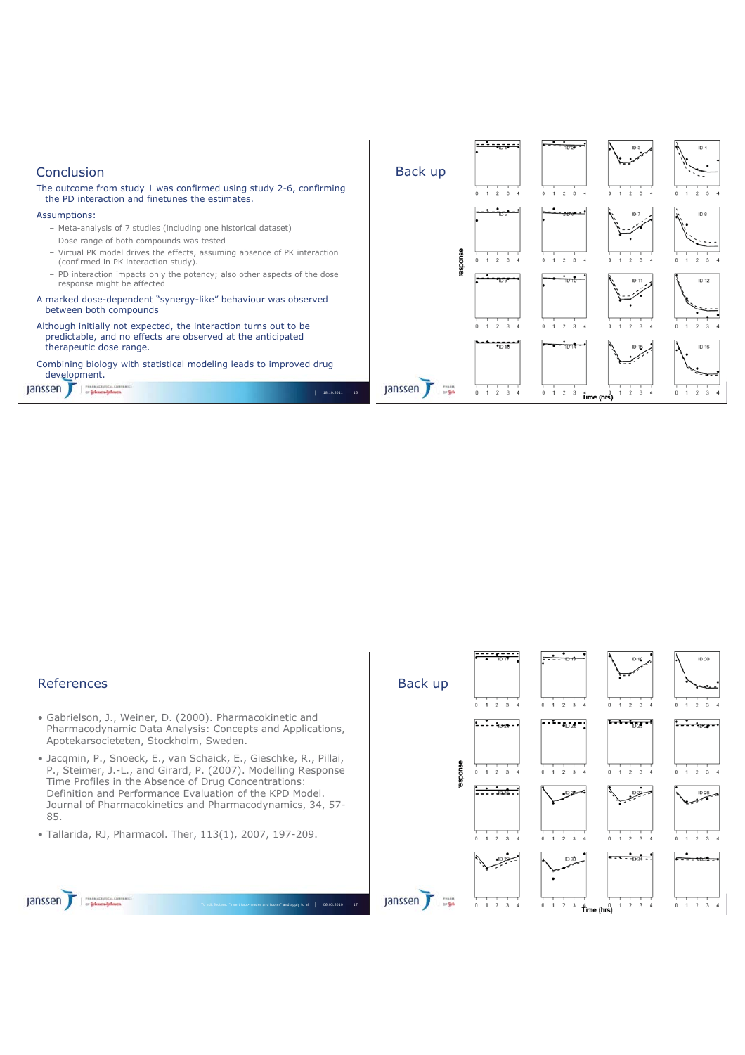## Conclusion

The outcome from study 1 was confirmed using study 2-6, confirming the PD interaction and finetunes the estimates.

Assumptions:

- Meta-analysis of 7 studies (including one historical dataset)
- Dose range of both compounds was tested
- Virtual PK model drives the effects, assuming absence of PK interaction (confirmed in PK interaction study).
- PD interaction impacts only the potency; also other aspects of the dose response might be affected

A marked dose-dependent "synergy-like" behaviour was observed between both compounds

Although initially not expected, the interaction turns out to be predictable, and no effects are observed at the anticipated therapeutic dose range.

Combining biology with statistical modeling leads to improved drug development.

## Back up

ID 1 ID 2 ID 3 ID 4

ID 5 ID 6 ID 7 ID 8

ID 9 ID 10 ID 11 ID 12

ID 13 ID 14 ID 15 ID 16

0 1 2 3 4

response

Time (hrs)

## References

- Gabrielson, J., Weiner, D. (2000). Pharmacokinetic and Pharmacodynamic Data Analysis: Concepts and Applications, Apotekarsocieteten, Stockholm, Sweden.
- Jacqmin, P., Snoeck, E., van Schaick, E., Gieschke, R., Pillai, P., Steimer, J.-L., and Girard, P. (2007). Modelling Response Time Profiles in the Absence of Drug Concentrations: Definition and Performance Evaluation of the KPD Model. Journal of Pharmacokinetics and Pharmacodynamics, 34, 57-85.
- Tallarida, RJ, Pharmacol. Ther, 113(1), 2007, 197-209.

## Back up

ID 17 ID 18 ID 19 ID 20

ID 21 ID 22 ID 23 ID 24

ID 25 ID 26 ID 27 ID 28

ID 29 ID 30 ID 31 ID 32

0 1 2 3 4

response

Time (hrs)